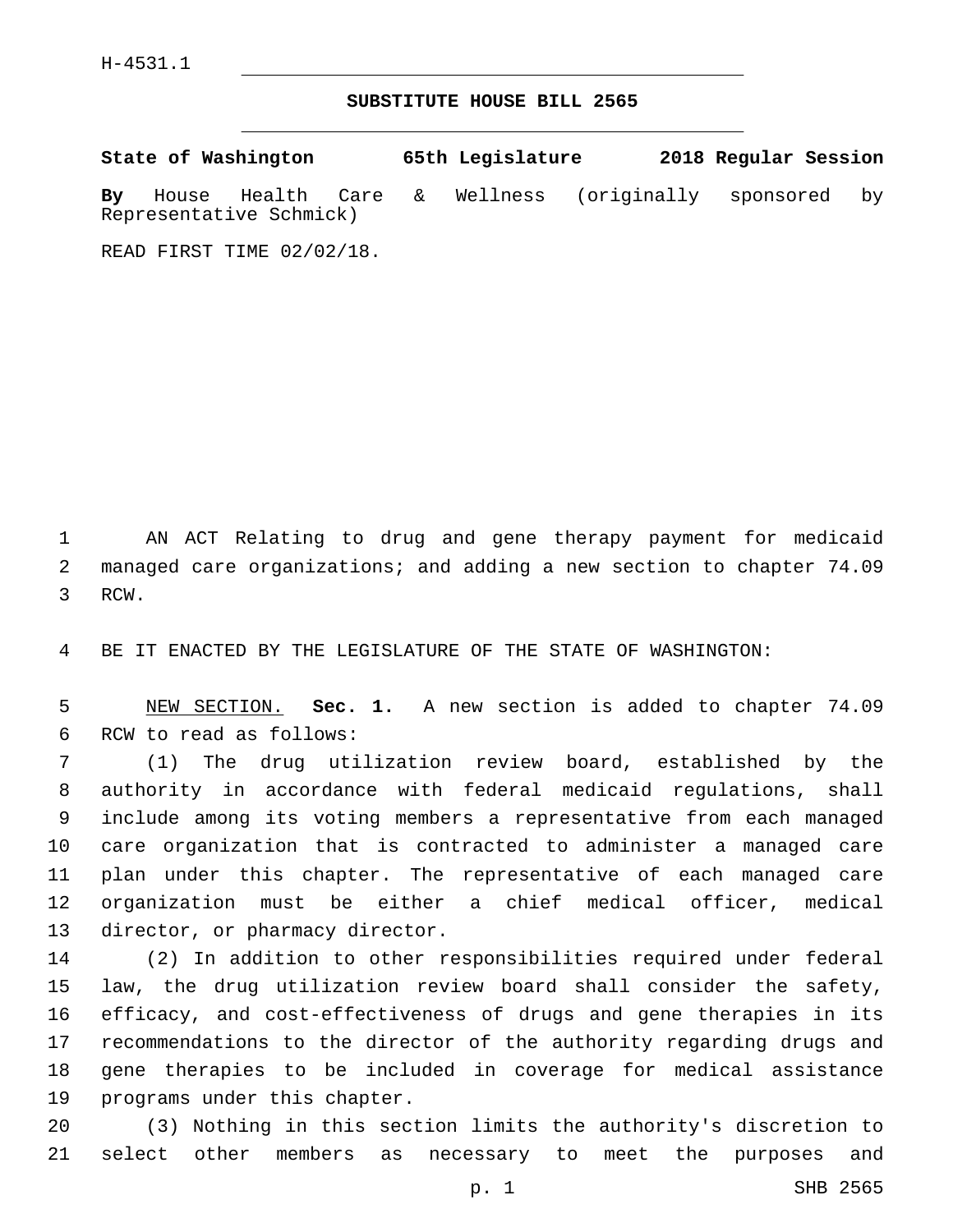H-4531.1

# SUBSTITUTE HOUSE BILL 2565

**State of Washington 65th Legislature 2018 Regular Session**

**By** House Health Care & Wellness (originally sponsored by Representative Schmick)

READ FIRST TIME 02/02/18.

AN ACT Relating to drug and gene therapy payment for medicaid managed care organizations; and adding a new section to chapter 74.09 RCW.

BE IT ENACTED BY THE LEGISLATURE OF THE STATE OF WASHINGTON:

NEW SECTION. **Sec. 1.** A new section is added to chapter 74.09 RCW to read as follows:

(1) The drug utilization review board, established by the authority in accordance with federal medicaid regulations, shall include among its voting members a representative from each managed care organization that is contracted to administer a managed care plan under this chapter. The representative of each managed care organization must be either a chief medical officer, medical director, or pharmacy director.

(2) In addition to other responsibilities required under federal law, the drug utilization review board shall consider the safety, efficacy, and cost-effectiveness of drugs and gene therapies in its recommendations to the director of the authority regarding drugs and gene therapies to be included in coverage for medical assistance programs under this chapter.

(3) Nothing in this section limits the authority's discretion to select other members as necessary to meet the purposes and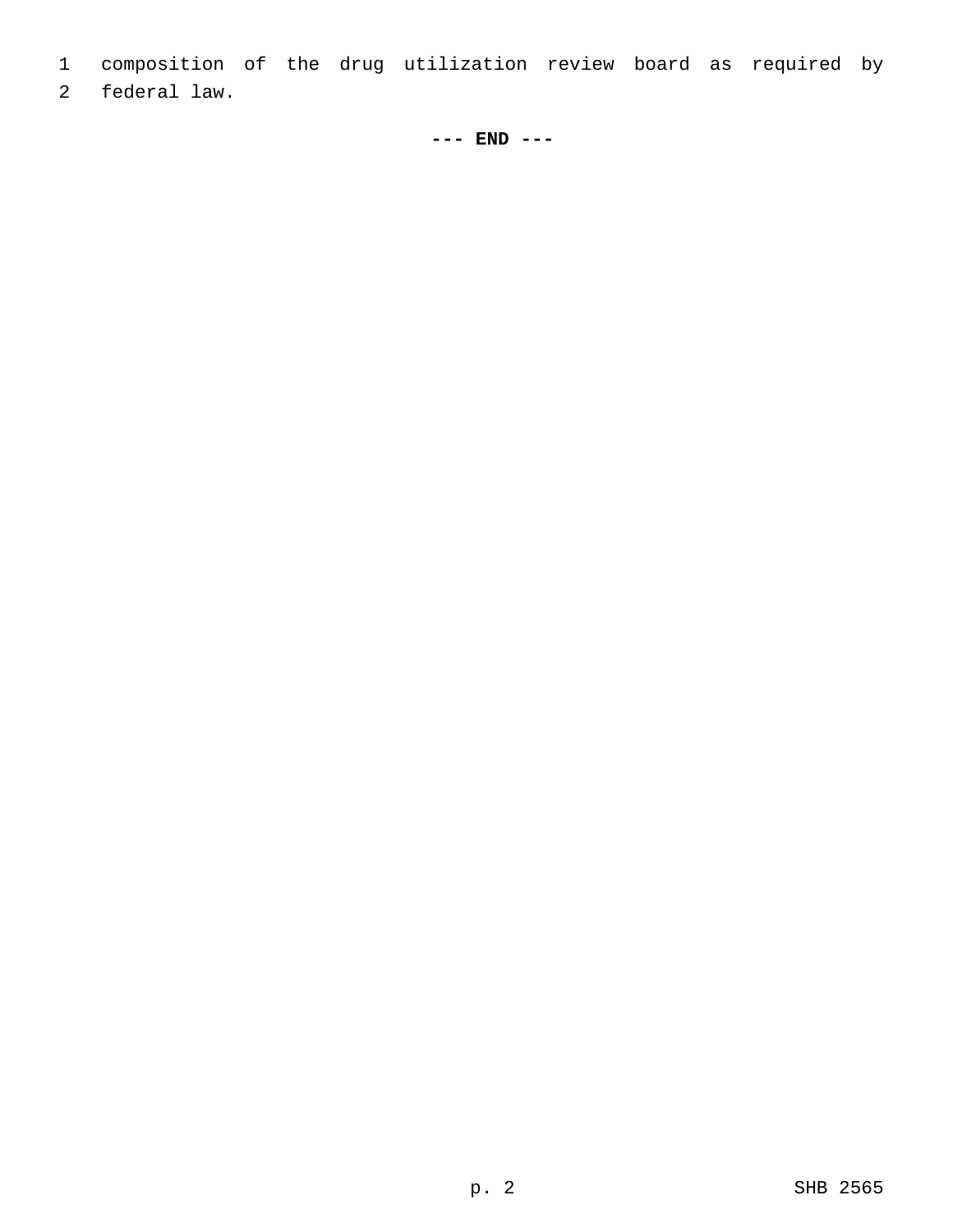composition of the drug utilization review board as required by federal law.

**--- END ---**